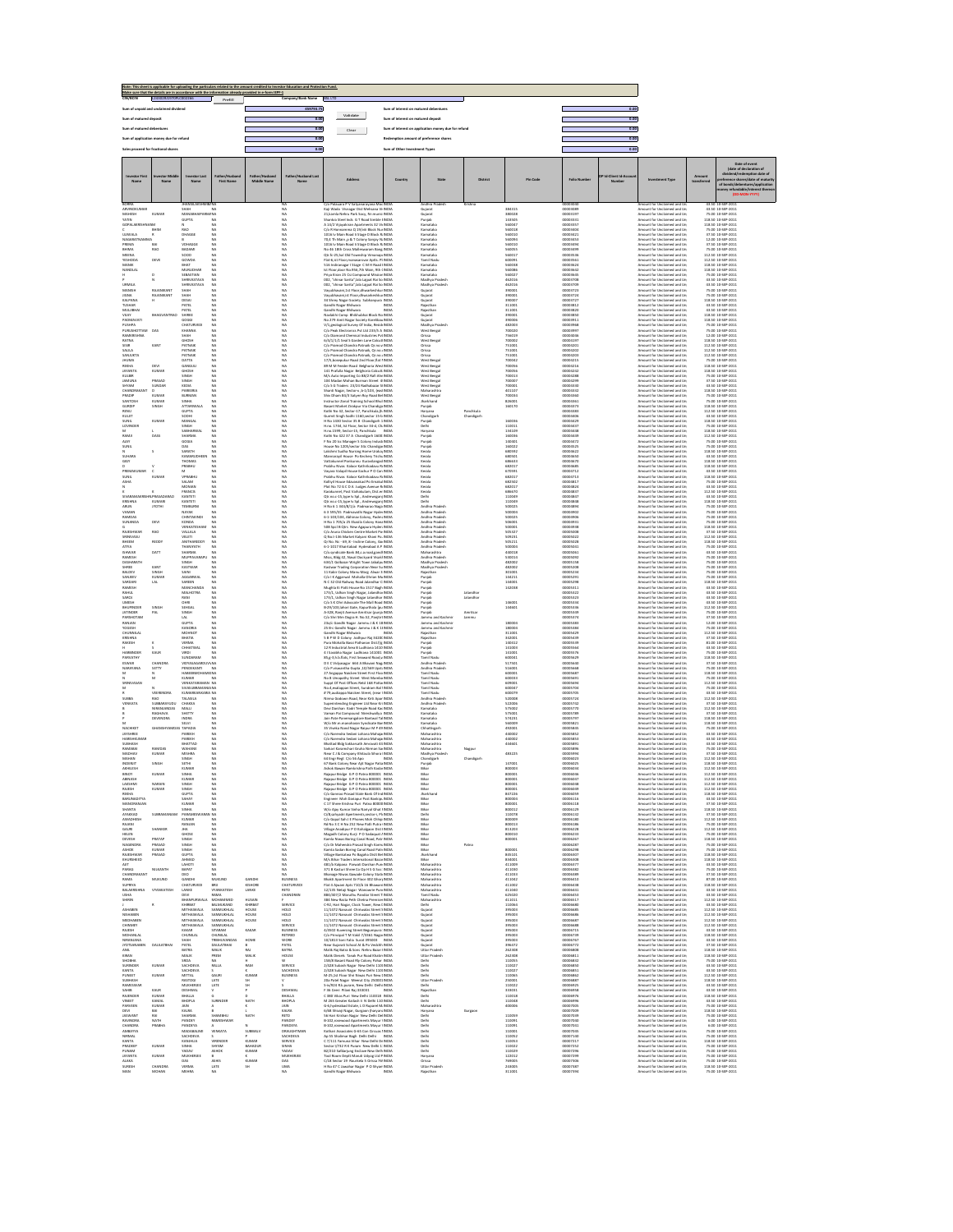Note: This sheet is applicable for uploading the particulars related to the amount credited to Investor Education and Protection Fund.

Make sure that the details are in accordance with the information already provided in e-form IEPF-1

| | |
|---|---|
| Sum of unpaid and unclaimed dividend | 459799.75 |
| Sum of matured deposit | 0.00 |
| Sum of matured debentures | 0.00 |
| Sum of application money due for refund | 0.00 |
| Sales proceed for fractional shares | 0.00 |
| Sum of interest on matured debentures | 0.00 |
| Sum of interest on matured deposit | 0.00 |
| Sum of interest on application money due for refund | 0.00 |
| Redemption amount of preference shares | 0.00 |
| Sum of Other Investment Types | 0.00 |

| Investor First Name | Investor Middle Name | Investor Last Name | Father/Husband First Name | Father/Husband Middle Name | Father/Husband Last Name | Address | Country | State | District | Pin Code | Folio Number | DP Id-Client Id-Account Number | Investment Type | Amount transferred | Date of event (date of declaration of dividend/redemption date of preference shares/date of maturity of bonds/debentures/application money refundable/interest thereon (DD-MON-YYYY)) |
|---|---|---|---|---|---|---|---|---|---|---|---|---|---|---|---|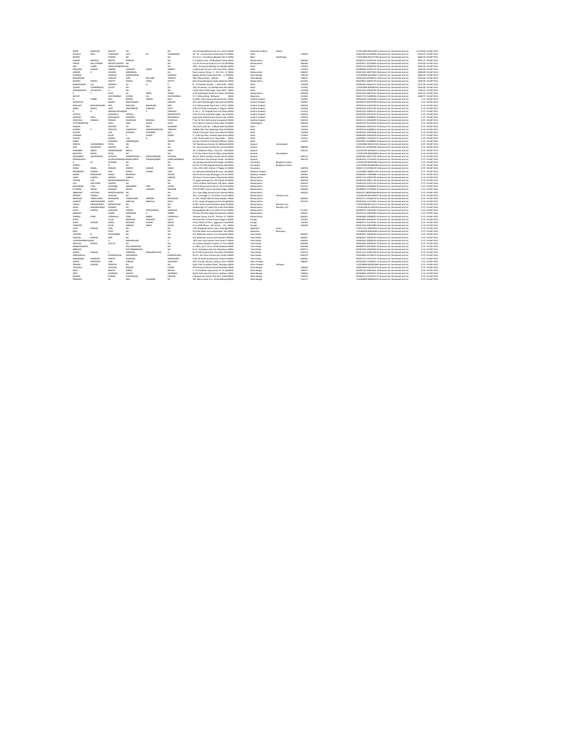| | | | | | | | | | | | | | | |
|---|---|---|---|---|---|---|---|---|---|---|---|---|---|---|
| ROOP | NARAYAN | MALOO | NA | | NA | Vice President(Finance) 8-11, Sector | INDIA | Himachal Pradesh | Mandi | | C1201910-00323241 | Amount for Unclaimed and Un | 21750.00 | 10-SEP-2011 |
| SUSHILA | DEVI | CHOKHANI | LATE | SH | SUSHILKUMAR | 40 - 41 , Community Centre New Frie | INDIA | Delhi | | 110065 | IN302209-10166969 | Amount for Unclaimed and Un | 9419.25 | 10-SEP-2011 |
| RAJESH | | KUMAR | NA | | NA | S/o Sri S.I. Choudhary Bengali Tola P | INDIA | Bihar | Darbhanga | | C1302340-00141779 | Amount for Unclaimed and Un | 5836.50 | 10-SEP-2011 |
| SANDIP | RAMESH | MEHTA | RAMESH | | NA | C 2 Seaface Park 50 Bhulabhai Desai | INDIA | Maharashtra | | 400026 | IN300126-10293206 | Amount for Unclaimed and Un | 4964.75 | 10-SEP-2011 |
| VENUS | MULTITRADE | PRIVATELIMITED | NA | | NA | C/o Jm Financial Products Pvt Ltd 4 | INDIA | Maharashtra | | 400064 | IN302927-10146040 | Amount for Unclaimed and Un | 4750.00 | 10-SEP-2011 |
| RPL | SHARE | ANDSTOCKBROKERSNA | | | NA | 1001, Arunachal Building 19, Baraki | INDIA | Delhi | | 110001 | IN301143-10099926 | Amount for Unclaimed and Un | 3585.00 | 10-SEP-2011 |
| PRAHLAD | KUMAR | OBEROI | JASWANT | SINGH | OBEROI | 3 Maharaja Lal Lane Civil Lines Delhi | INDIA | Delhi | | 110054 | IN300966-10240122 | Amount for Unclaimed and Un | 3105.00 | 10-SEP-2011 |
| ARVIND | K | JHAVERI | RAMNIKLAL | | NA | Rock Avenue, Wing - C - 201 Plot - 5 | INDIA | Maharashtra | | 400067 | IN301549-18677669 | Amount for Unclaimed and Un | 3000.00 | 10-SEP-2011 |
| PUSHPA | | SARAOGI | INDRACHAND | | SARAOGI | Madan Mohan Road Ward No. - 4 | INDIA | West Bengal | | 736146 | C1202890-00196857 | Amount for Unclaimed and Un | 2685.00 | 10-SEP-2011 |
| BALBHADRA | | THAKUR | HARI | BALLABH | THAKUR | 58d, Alipore Road Kolkata | INDIA | West Bengal | | 700027 | IN301629-10028910 | Amount for Unclaimed and Un | 2250.00 | 10-SEP-2011 |
| BHARAT | PANDU | SHETTY | PANDU | UMGU | SHETTY | Shiv Prasad Bunglow Tipkar Wadi Bh | INDIA | Maharashtra | | 421201 | IN302822-10691176 | Amount for Unclaimed and Un | 1950.00 | 10-SEP-2011 |
| RAMESHWAR | LAL | PERIWAL | SH | N | P | N - 10 Greater Kailash - I New Delhi | INDIA | Delhi | | 110048 | IN300206-10816737 | Amount for Unclaimed and Un | 1875.00 | 10-SEP-2011 |
| VOGUE | COMMERCIAL | COLTD | NA | | NA | 104, Aruanchal, 19, Barakhamba Roa | INDIA | Delhi | | 110001 | C1201800-00000021 | Amount for Unclaimed and Un | 1818.00 | 10-SEP-2011 |
| TRANSWORLD | SECURITIES | LT | NA | | NA | 22/43 West Patel Nagar New Delhi | INDIA | Delhi | | 110008 | IN301565-10026536 | Amount for Unclaimed and Un | 1784.25 | 10-SEP-2011 |
| Z | S | KLAR | SH | ISHER | SINGH | G-29 Hyderabad Estate N S Road Mu | INDIA | Maharashtra | | 400006 | IN301330-18872552 | Amount for Unclaimed and Un | 1670.25 | 10-SEP-2011 |
| RACHIT | | VIJAYVARGIA | SHYAM | LAL | VIJAYVARGIA | 1 F 5 Ahilya Marg Bhilwara | INDIA | Rajasthan | | 311001 | IN301774-15698596 | Amount for Unclaimed and Un | 1668.75 | 10-SEP-2011 |
| R | SUBBA | RAO | BODDA | GADDA | RAVI | 21/389, Veera Swamy Maxed Street | INDIA | Andhra Pradesh | | 516001 | IN302269-11264340 | Amount for Unclaimed and Un | 0.75 | 10-SEP-2011 |
| SRIVASTAV | | BHARTI | RAMLAKHAN | | PRASAD | 39-6-2/2 Murali nagar Industrial Esta | INDIA | Andhra Pradesh | | 530007 | IN302679-33519760 | Amount for Unclaimed and Un | 0.75 | 10-SEP-2011 |
| MALLADI | BASAVESWARA | RAO | MALLADI | BHASKARA | RAO | C/o V Nityananda Rao H No 1 159/1 | INDIA | Andhra Pradesh | | 500050 | IN302679-35930760 | Amount for Unclaimed and Un | 0.75 | 10-SEP-2011 |
| ABEEF | BASHA | SYED | MAHABOOB | SUBHANI | SYED | D No 37/2/36 6 Mangeta 2 Ongole | INDIA | Andhra Pradesh | | 523002 | IN302236-10327700 | Amount for Unclaimed and Un | 0.75 | 10-SEP-2011 |
| K | R | PRASANTAKUMARK | | S | PRAKASA | D. No. 1 - 37 Polipalli Post Via Chitti | INDIA | Andhra Pradesh | | 531162 | IN302324-10095275 | Amount for Unclaimed and Un | 0.75 | 10-SEP-2011 |
| UPPALA | | NAGARAJU | UPPALA | | BADAMPATHI | H No 35/142, Kaissatli Nagar, Vavdo | INDIA | Andhra Pradesh | | 500055 | IN302269-10071567 | Amount for Unclaimed and Un | 0.75 | 10-SEP-2011 |
| MUKESH | GOEL | ROSHANLAL | POORNAL | | ROSHANLAL | Opp.Seeta Mahal Guest House Loty C | INDIA | Andhra Pradesh | | 530026 | IN302236-10028637 | Amount for Unclaimed and Un | 0.75 | 10-SEP-2011 |
| CHINTALA | VARADA | PRASAD | VADRAMA | KRISHNA | CHINTALA | P No 16 SC A Nri Enclave Kompally P | INDIA | Andhra Pradesh | | 500055 | IN301151-23166092 | Amount for Unclaimed and Un | 0.75 | 10-SEP-2011 |
| SATYANARAYAN | | SAHU | SRIDI | DAYAL | SAHU | B-717 Block-2 Famous Vihar Nipc Tal | INDIA | Chhattisgarh | | 495450 | IN302679-35166592 | Amount for Unclaimed and Un | 0.75 | 10-SEP-2011 |
| SUMAN | | KAPOOR | SH | RAVI | SHANKER | 2311/12 Gali No - 5 Bhola Nath Nag | INDIA | Delhi | | 110032 | IN300206-10879552 | Amount for Unclaimed and Un | 0.75 | 10-SEP-2011 |
| SURESH | S | TRIPATHI | SABHAPATI | AWADHNARAYAN | TRIPATHI | 24/806 Dda Flats Madangir New Delh | INDIA | Delhi | | 110062 | IN302679-33408902 | Amount for Unclaimed and Un | 0.75 | 10-SEP-2011 |
| KUSUM | | SUD | AVINASH | CHANDER | SUD | 316 B-4 Paryatan Vihar Vasundhara E | INDIA | Delhi | | 110096 | IN300183-12956649 | Amount for Unclaimed and Un | 0.75 | 10-SEP-2011 |
| JASMINE | | KAUR | S | GURJIT | SINGH | A - 2/431g Flats, Prateek Apartment | INDIA | Delhi | | 110063 | IN300206-10910010 | Amount for Unclaimed and Un | 0.75 | 10-SEP-2011 |
| SANJAY | | BAKSHI | Late | N | S | C/59, Nizamuddin East New Delhi | INDIA | Delhi | | 110013 | IN300095-11039187 | Amount for Unclaimed and Un | 0.75 | 10-SEP-2011 |
| RAMA | | SIKANDR | PARMANAND | | MISTRY | Flat No 243/A F R Road Rly Officers | INDIA | Delhi | | 110001 | IN302902-41088895 | Amount for Unclaimed and Un | 0.75 | 10-SEP-2011 |
| DINESH | LAXMANBHAI | PATEL | NA | | NA | 151 Nandanvan Society Nr Akhbarna | INDIA | Gujarat | Ahmedabad | | C1304280-00071018 | Amount for Unclaimed and Un | 0.75 | 10-SEP-2011 |
| NVA | SECURITIES | LIMITED | NA | | NA | 22 , Siva Lakkawal Society Nr.Juvans | INDIA | Gujarat | | 380009 | IN301321-10099430 | Amount for Unclaimed and Un | 0.75 | 10-SEP-2011 |
| AMINABIB | ABDUL | HAMIDANSARI | ABDUL | | AMID | 26 -K, Modesta Faliya, Tarsi Tal - Pal | INDIA | Gujarat | | 396415 | C1202290-00038251 | Amount for Unclaimed and Un | 0.75 | 10-SEP-2011 |
| BHAVESH | MANU | PATEL | NA | | NA | A 33 Shiv Shanti Park Nr Mpco Chan | INDIA | Gujarat | Ahmedabad | | C1304140-00010060 | Amount for Unclaimed and Un | 0.75 | 10-SEP-2011 |
| ARUNABEN | AMRUPRASAD | JAYSWAL | AMRUPRASAD | GIRIJASHANKAR | JAYSWAL | Atul El. Stores Ambaji Chowk Talod I | INDIA | Gujarat | | 383215 | IN301469-10017342 | Amount for Unclaimed and Un | 0.75 | 10-SEP-2011 |
| MAHESURIYA | | KALPESHDINESHKUMAHESURIYA | | DINESHKUMAR | HARICHANDBHAI | Nr Old Police Line Sheetgi Chowk Dis | INDIA | Gujarat | | 385535 | IN300343-11152029 | Amount for Unclaimed and Un | 0.75 | 10-SEP-2011 |
| G | M | DIVAKAR | NA | | NA | 24,narjappa Road Shanthi Nagar Ba | INDIA | Karnataka | Bangalore Urban | | C1203700-00093981 | Amount for Unclaimed and Un | 0.75 | 10-SEP-2011 |
| MANOJ | | N | NA | | NA | Flat No-d 1206,brigade Gateway Apa | INDIA | Karnataka | Bangalore Urban | | C1202990-00469238 | Amount for Unclaimed and Un | 0.75 | 10-SEP-2011 |
| SINHA | NIKHIL | RANJAN | DINESH | KUMAR | SINHA | H No 1950 18th A Main J P Nagar 2n | INDIA | Karnataka | | 560078 | IN300719-10206214 | Amount for Unclaimed and Un | 0.75 | 10-SEP-2011 |
| MANINDRA | KUMAR | JAIN | PHOOL | CHAND | JAIN | C/o Network Marketing & Const. 10 | INDIA | Madhya Pradesh | | 452001 | C1202890-00001179 | Amount for Unclaimed and Un | 0.75 | 10-SEP-2011 |
| SAMIR | RAMAKANT | AWAD | RAMAKANT | | AVHAD | Plot No 81/2 Sada Niwasgar Civil Lin | INDIA | Madhya Pradesh | | 455001 | IN300394-17098686 | Amount for Unclaimed and Un | 0.75 | 10-SEP-2011 |
| AARTI | SURESH | KERKAR | SURESH | | KERKAR | 103 Doris Terrace Green Road Ambo | INDIA | Maharashtra | | 400058 | IN301774-10965789 | Amount for Unclaimed and Un | 0.75 | 10-SEP-2011 |
| CENTRE | FOR | MONITORINGINDIANA | | | NA | 11 Apple Heritage 55 c M V Road An | INDIA | Maharashtra | | 400093 | IN300239-10851718 | Amount for Unclaimed and Un | 0.75 | 10-SEP-2011 |
| SCIL | VENTURES | LIMITED | NA | | NA | 112/b Andheri Indl Estate, Off Veera | INDIA | Maharashtra | | 400053 | IN300126-10521131 | Amount for Unclaimed and Un | 0.75 | 10-SEP-2011 |
| MASHRABI | SYED | SHADAAB | MASHRABI | SYED | ZAFAR | 1201 B Wing Asmita Accon I Nr Asmi | INDIA | Maharashtra | | 401107 | IN302902-43669685 | Amount for Unclaimed and Un | 0.75 | 10-SEP-2011 |
| SITARAM | ARJUN | BAWKAR | ARJUN | LAXMAN | BAWKAR | 23/179 Mhb Colony Sarvoday Nagar | INDIA | Maharashtra | | 400060 | IN300829-11350902 | Amount for Unclaimed and Un | 0.75 | 10-SEP-2011 |
| ABHISHEK | CAPITALS | PRIVATELIMITED | NA | | NA | 25-c Dyan Bldg Ground Floor Ramwa | INDIA | Maharashtra | | 400002 | IN301470-80050266 | Amount for Unclaimed and Un | 0.75 | 10-SEP-2011 |
| PRANAY | SURESH | KAPADIA | NA | | NA | 76/c, Sumangal-11, 3rd Floor, R.K.K | INDIA | Maharashtra | Mumbai City | | C1202990-00199995 | Amount for Unclaimed and Un | 0.75 | 10-SEP-2011 |
| BHISHAM | TARACHAND | BHOJWANI | TARACHAND | GERIMAL | BHOJWANI | A - 601, Mahim Mauve Near Madku | INDIA | Maharashtra | | 400064 | IN301151-23566474 | Amount for Unclaimed and Un | 0.75 | 10-SEP-2011 |
| JAGRUTI | UMESHKUMAR | SHAH | GANULAL | MANILAL | SHAH | A 111, Sujata Shopping Centre, Navg | INDIA | Maharashtra | | 401105 | IN302269-11250954 | Amount for Unclaimed and Un | 0.75 | 10-SEP-2011 |
| VISHAL | KRUSHNARAO | RAIPERTWAR | NA | | NA | A-502, Ashat Leela Khushdow Near N | INDIA | Maharashtra | Mumbai City | | C1303700-00212577 | Amount for Unclaimed and Un | 0.75 | 10-SEP-2011 |
| SUNIL | MAHADEORAO | DHORGE | NA | | NA | Ambika Ngr A P Lokshi Nr Sudi Hele | INDIA | Maharashtra | Mumbai City | | C1304140-01104136 | Amount for Unclaimed and Un | 0.75 | 10-SEP-2011 |
| SUNIL | SOMAJI | GAIKWAD | SOMAJI | PANDURANG | GAIKWAD | Bhargodagaon Rly B.no 284/1 Pune | INDIA | Maharashtra | | 411001 | IN300239-12816634 | Amount for Unclaimed and Un | 0.75 | 10-SEP-2011 |
| MAHESH | | GAKRE | MANIRAM | A | GAKRE | Plot No 23 Kashi Nagar Rameshwari | INDIA | Maharashtra | | 440027 | IN301116-10602860 | Amount for Unclaimed and Un | 0.75 | 10-SEP-2011 |
| ZUBEDA | ZOEB | CHINWALA | ZOEB | ABBAS | CHINWALA | Vasvaan House, 3rd Flr., Plot No 12, | INDIA | Maharashtra | | 400001 | IN300366-10098020 | Amount for Unclaimed and Un | 0.75 | 10-SEP-2011 |
| ROHIT | | KALIA | RAJINDER | PRASHAD | KALIA | 58 Street No 12 New Pawan Nagar A | INDIA | Punjab | | 143001 | IN302902-42656697 | Amount for Unclaimed and Un | 0.75 | 10-SEP-2011 |
| SUNIL | KUMAR | ANEJA | KRISHAN | CHAND | ANEJA | H No 2102/2 W No 1 Aggarwal Colo | INDIA | Punjab | | 152024 | IN300214-10379554 | Amount for Unclaimed and Un | 0.75 | 10-SEP-2011 |
| TEJINDER | | KAUR | AMARJIT | SINGH | KALRA | H.no 1495 Phase 3b2 Sector 60 | INDIA | Punjab | | 160060 | IN301330-20901685 | Amount for Unclaimed and Un | 0.75 | 10-SEP-2011 |
| VIJAY | KUMAR | JAIN | NA | | NA | 278, Shopping Centre, Kota Kota Raj | INDIA | Rajasthan | Jaipur | | C1201210-00008501 | Amount for Unclaimed and Un | 0.75 | 10-SEP-2011 |
| RAVI | | SONI | NA | | NA | S/o Ram Babu Soni Saxda Bazar Tehs | INDIA | Rajasthan | Bharatpur | | C1206800-00003662 | Amount for Unclaimed and Un | 0.75 | 10-SEP-2011 |
| VIJAYRAJ | N | KOTHARI | NA | | NA | #8, Makaveer Colony K V K Sampath | INDIA | Tamil Nadu | | 600007 | IN300597-10000326 | Amount for Unclaimed and Un | 0.75 | 10-SEP-2011 |
| KANTHA | KAWAR | MRS | NA | | NA | #8, Makaveer Colony Sek Sampath | INDIA | Tamil Nadu | | 600007 | IN300597-10003133 | Amount for Unclaimed and Un | 0.75 | 10-SEP-2011 |
| LAKSHMINARAYANAN | | R | RAMANUJAM | | S | 20/4 East Tank Square Tank Street T | INDIA | Tamil Nadu | | 600005 | IN302902-42890162 | Amount for Unclaimed and Un | 0.75 | 10-SEP-2011 |
| MOTILAL | OSWAL | SECLTD | NA | | NA | 22, Greams Road,jvl Towers,iv1 Floo | INDIA | Tamil Nadu | | 600006 | IN301696-10008022 | Amount for Unclaimed and Un | 0.75 | 10-SEP-2011 |
| PRABHUANAND | | | KALIVARADHAN | | NA | 6 / 443a First Cross Street Kalaivasa | INDIA | Tamil Nadu | | 605005 | IN300079-10559653 | Amount for Unclaimed and Un | 0.75 | 10-SEP-2011 |
| BRINDAP | | | PATTABIRAMAN | | NA | B-15, Vidyodaya Apts 54, Vidyodaya | INDIA | Tamil Nadu | | 600017 | IN300378-10180489 | Amount for Unclaimed and Un | 0.75 | 10-SEP-2011 |
| ASHOK | KUMAR | P | PERINASH | RANGANATHAN | A | No 3/100 Kovaikudam Thevikdai Che | INDIA | Tamil Nadu | | 629703 | IN301313-21287230 | Amount for Unclaimed and Un | 0.75 | 10-SEP-2011 |
| GIRDHARILAL | | KHANDELWAL | JAMNOMALJI | | KHANDELWAL | No 41 Ath Floor Krishna Iyer Street S | INDIA | Tamil Nadu | | 600079 | IN301080-22729072 | Amount for Unclaimed and Un | 0.75 | 10-SEP-2011 |
| RAMASAMY | GANESAN | AARTHI | GANESAN | | RAMASAMY | P No 16 Muthumariamman Street I | INDIA | Tamil Nadu | | 600087 | IN301774-18752437 | Amount for Unclaimed and Un | 0.75 | 10-SEP-2011 |
| AMITA | PRASHANT | SURI | SUBHAS | | SAWHNEY | 292, Pramela Colonny, Kanpur, Uttar | INDIA | Uttar Pradesh | | 208007 | IN302269-11503367 | Amount for Unclaimed and Un | 0.75 | 10-SEP-2011 |
| PRANAV | KUMAR | TRIPATHI | NA | | NA | Gopla Tola Trimohani Road - Mirzapu | INDIA | Uttar Pradesh | Mirzapur | | C1201800-00299186 | Amount for Unclaimed and Un | 0.75 | 10-SEP-2011 |
| TAFAZZUL | | HUSSAIN | NAQUIB | | UDDIN | 59 Ashraya Prafulla Chand Rd Kolkat | INDIA | West Bengal | | 700009 | IN300328-10540076 | Amount for Unclaimed and Un | 0.75 | 10-SEP-2011 |
| NEHA | | BHATIA | GIRISH | | BHATIA | 5 - 8, Shubham Apartment 19 - B, All | INDIA | West Bengal | | 700027 | IN300126-10854142 | Amount for Unclaimed and Un | 0.75 | 10-SEP-2011 |
| PRITI | | AGARWAL | SANJAY | | AGARWAL | Bu/32 Salt Lake City Sector I Kolkata | INDIA | West Bengal | | 700064 | IN300484-12806032 | Amount for Unclaimed and Un | 0.75 | 10-SEP-2011 |
| RAKESH | | KUMAR | CHITRANJAN | | PRASAD | Isfai Business School Plot No J 3 Blo | INDIA | West Bengal | | 700091 | IN300513-17367675 | Amount for Unclaimed and Un | 0.75 | 10-SEP-2011 |
| PRAKASH | | DE | ANIL | CHANDRA | DE | Vill- Natun Gram P.o.- Purba Bathpal | INDIA | West Bengal | | 743127 | C1203600-00063193 | Amount for Unclaimed and Un | 0.75 | 10-SEP-2011 |